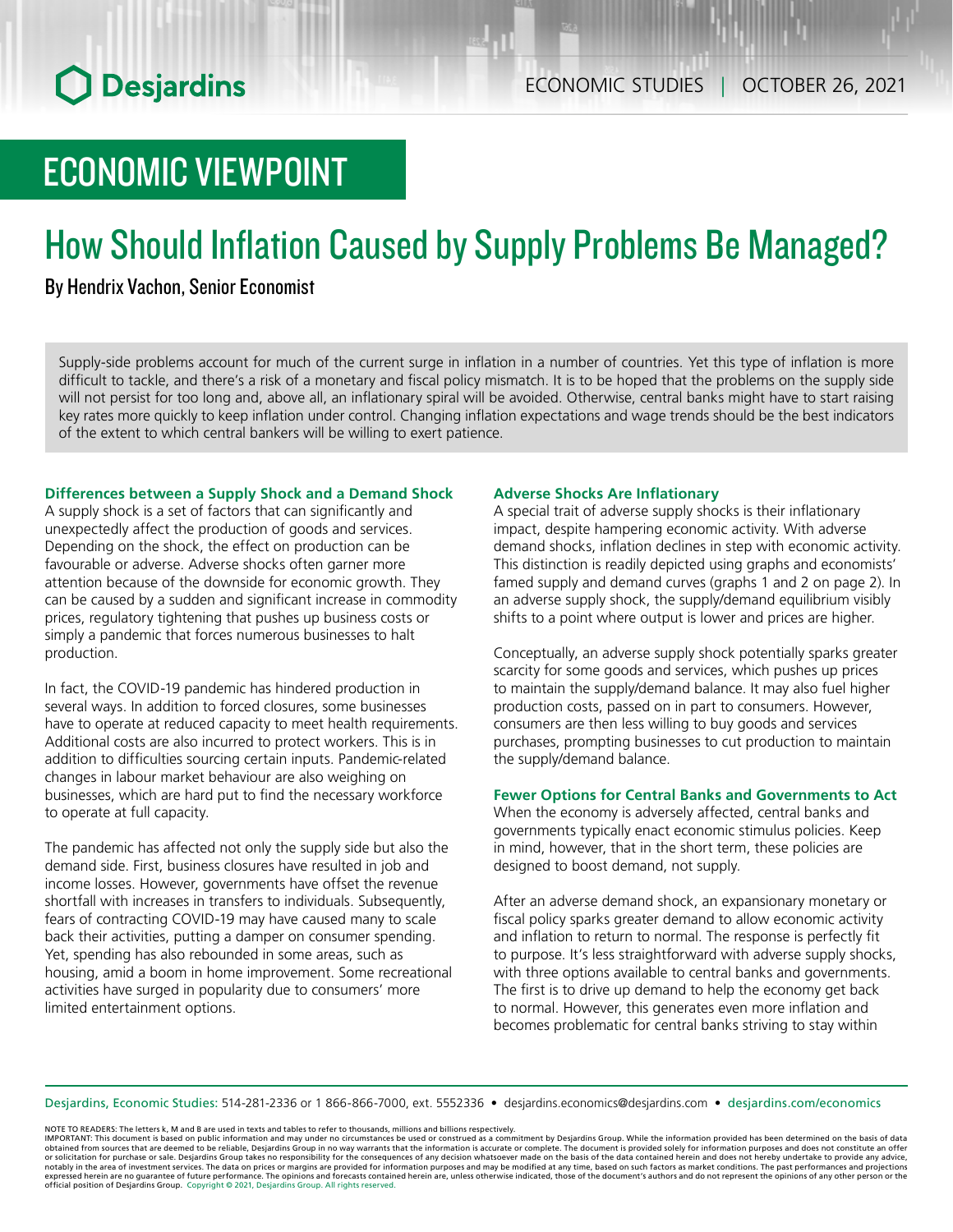ECONOMIC STUDIES | OCTOBER 26, 2021

# ECONOMIC VIEWPOINT

# How Should Inflation Caused by Supply Problems Be Managed?

By Hendrix Vachon, Senior Economist

Supply-side problems account for much of the current surge in inflation in a number of countries. Yet this type of inflation is more difficult to tackle, and there's a risk of a monetary and fiscal policy mismatch. It is to be hoped that the problems on the supply side will not persist for too long and, above all, an inflationary spiral will be avoided. Otherwise, central banks might have to start raising key rates more quickly to keep inflation under control. Changing inflation expectations and wage trends should be the best indicators of the extent to which central bankers will be willing to exert patience.

### Differences between a Supply Shock and a Demand Shock

A supply shock is a set of factors that can significantly and unexpectedly affect the production of goods and services. Depending on the shock, the effect on production can be favourable or adverse. Adverse shocks often garner more attention because of the downside for economic growth. They can be caused by a sudden and significant increase in commodity prices, regulatory tightening that pushes up business costs or simply a pandemic that forces numerous businesses to halt production.

In fact, the COVID-19 pandemic has hindered production in several ways. In addition to forced closures, some businesses have to operate at reduced capacity to meet health requirements. Additional costs are also incurred to protect workers. This is in addition to difficulties sourcing certain inputs. Pandemic-related changes in labour market behaviour are also weighing on businesses, which are hard put to find the necessary workforce to operate at full capacity.

The pandemic has affected not only the supply side but also the demand side. First, business closures have resulted in job and income losses. However, governments have offset the revenue shortfall with increases in transfers to individuals. Subsequently, fears of contracting COVID-19 may have caused many to scale back their activities, putting a damper on consumer spending. Yet, spending has also rebounded in some areas, such as housing, amid a boom in home improvement. Some recreational activities have surged in popularity due to consumers' more limited entertainment options.

### Adverse Shocks Are Inflationary

A special trait of adverse supply shocks is their inflationary impact, despite hampering economic activity. With adverse demand shocks, inflation declines in step with economic activity. This distinction is readily depicted using graphs and economists' famed supply and demand curves (graphs 1 and 2 on page 2). In an adverse supply shock, the supply/demand equilibrium visibly shifts to a point where output is lower and prices are higher.

Conceptually, an adverse supply shock potentially sparks greater scarcity for some goods and services, which pushes up prices to maintain the supply/demand balance. It may also fuel higher production costs, passed on in part to consumers. However, consumers are then less willing to buy goods and services purchases, prompting businesses to cut production to maintain the supply/demand balance.

### Fewer Options for Central Banks and Governments to Act

When the economy is adversely affected, central banks and governments typically enact economic stimulus policies. Keep in mind, however, that in the short term, these policies are designed to boost demand, not supply.

After an adverse demand shock, an expansionary monetary or fiscal policy sparks greater demand to allow economic activity and inflation to return to normal. The response is perfectly fit to purpose. It's less straightforward with adverse supply shocks, with three options available to central banks and governments. The first is to drive up demand to help the economy get back to normal. However, this generates even more inflation and becomes problematic for central banks striving to stay within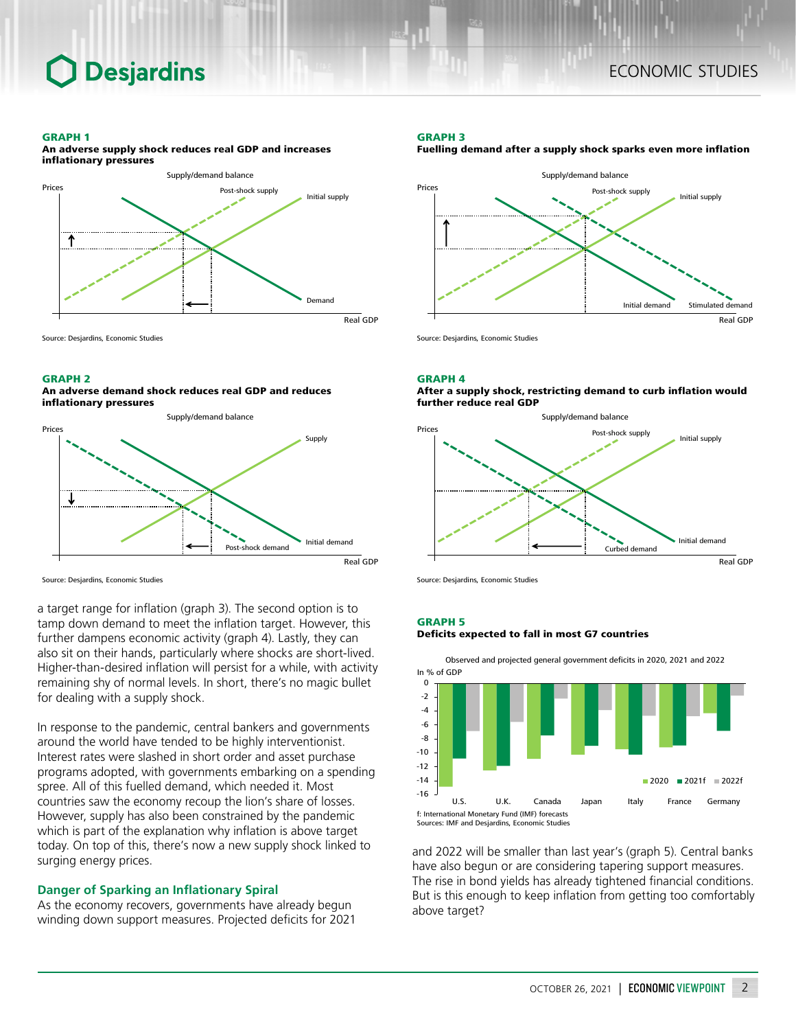**GRAPH 1**
**An adverse supply shock reduces real GDP and increases inflationary pressures**

Source: Desjardins, Economic Studies

**GRAPH 2**
**An adverse demand shock reduces real GDP and reduces inflationary pressures**

Source: Desjardins, Economic Studies

a target range for inflation (graph 3). The second option is to tamp down demand to meet the inflation target. However, this further dampens economic activity (graph 4). Lastly, they can also sit on their hands, particularly where shocks are short-lived. Higher-than-desired inflation will persist for a while, with activity remaining shy of normal levels. In short, there's no magic bullet for dealing with a supply shock.

In response to the pandemic, central bankers and governments around the world have tended to be highly interventionist. Interest rates were slashed in short order and asset purchase programs adopted, with governments embarking on a spending spree. All of this fuelled demand, which needed it. Most countries saw the economy recoup the lion's share of losses. However, supply has also been constrained by the pandemic which is part of the explanation why inflation is above target today. On top of this, there's now a new supply shock linked to surging energy prices.

## Danger of Sparking an Inflationary Spiral

As the economy recovers, governments have already begun winding down support measures. Projected deficits for 2021 and 2022 will be smaller than last year's (graph 5). Central banks have also begun or are considering tapering support measures. The rise in bond yields has already tightened financial conditions. But is this enough to keep inflation from getting too comfortably above target?

**GRAPH 3**
**Fuelling demand after a supply shock sparks even more inflation**

Source: Desjardins, Economic Studies

**GRAPH 4**
**After a supply shock, restricting demand to curb inflation would further reduce real GDP**

Source: Desjardins, Economic Studies

**GRAPH 5**
**Deficits expected to fall in most G7 countries**

f: International Monetary Fund (IMF) forecasts
Sources: IMF and Desjardins, Economic Studies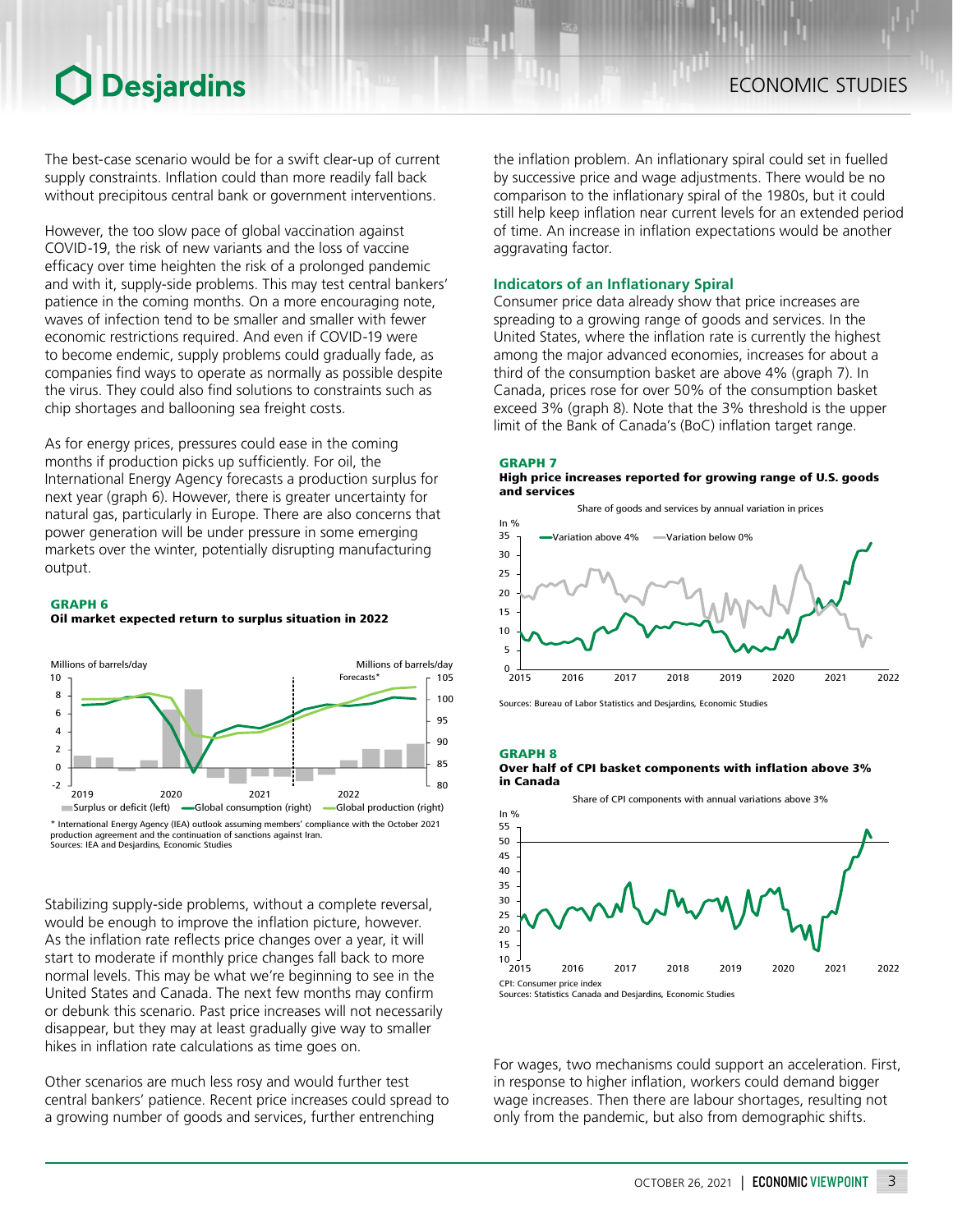The best-case scenario would be for a swift clear-up of current supply constraints. Inflation could than more readily fall back without precipitous central bank or government interventions.

However, the too slow pace of global vaccination against COVID-19, the risk of new variants and the loss of vaccine efficacy over time heighten the risk of a prolonged pandemic and with it, supply-side problems. This may test central bankers' patience in the coming months. On a more encouraging note, waves of infection tend to be smaller and smaller with fewer economic restrictions required. And even if COVID-19 were to become endemic, supply problems could gradually fade, as companies find ways to operate as normally as possible despite the virus. They could also find solutions to constraints such as chip shortages and ballooning sea freight costs.

As for energy prices, pressures could ease in the coming months if production picks up sufficiently. For oil, the International Energy Agency forecasts a production surplus for next year (graph 6). However, there is greater uncertainty for natural gas, particularly in Europe. There are also concerns that power generation will be under pressure in some emerging markets over the winter, potentially disrupting manufacturing output.

**GRAPH 6**
**Oil market expected return to surplus situation in 2022**

* International Energy Agency (IEA) outlook assuming members' compliance with the October 2021 production agreement and the continuation of sanctions against Iran.
Sources: IEA and Desjardins, Economic Studies

Stabilizing supply-side problems, without a complete reversal, would be enough to improve the inflation picture, however. As the inflation rate reflects price changes over a year, it will start to moderate if monthly price changes fall back to more normal levels. This may be what we're beginning to see in the United States and Canada. The next few months may confirm or debunk this scenario. Past price increases will not necessarily disappear, but they may at least gradually give way to smaller hikes in inflation rate calculations as time goes on.

Other scenarios are much less rosy and would further test central bankers' patience. Recent price increases could spread to a growing number of goods and services, further entrenching the inflation problem. An inflationary spiral could set in fuelled by successive price and wage adjustments. There would be no comparison to the inflationary spiral of the 1980s, but it could still help keep inflation near current levels for an extended period of time. An increase in inflation expectations would be another aggravating factor.

### Indicators of an Inflationary Spiral

Consumer price data already show that price increases are spreading to a growing range of goods and services. In the United States, where the inflation rate is currently the highest among the major advanced economies, increases for about a third of the consumption basket are above 4% (graph 7). In Canada, prices rose for over 50% of the consumption basket exceed 3% (graph 8). Note that the 3% threshold is the upper limit of the Bank of Canada's (BoC) inflation target range.

**GRAPH 7**
**High price increases reported for growing range of U.S. goods and services**

Sources: Bureau of Labor Statistics and Desjardins, Economic Studies

**GRAPH 8**
**Over half of CPI basket components with inflation above 3% in Canada**

CPI: Consumer price index
Sources: Statistics Canada and Desjardins, Economic Studies

For wages, two mechanisms could support an acceleration. First, in response to higher inflation, workers could demand bigger wage increases. Then there are labour shortages, resulting not only from the pandemic, but also from demographic shifts.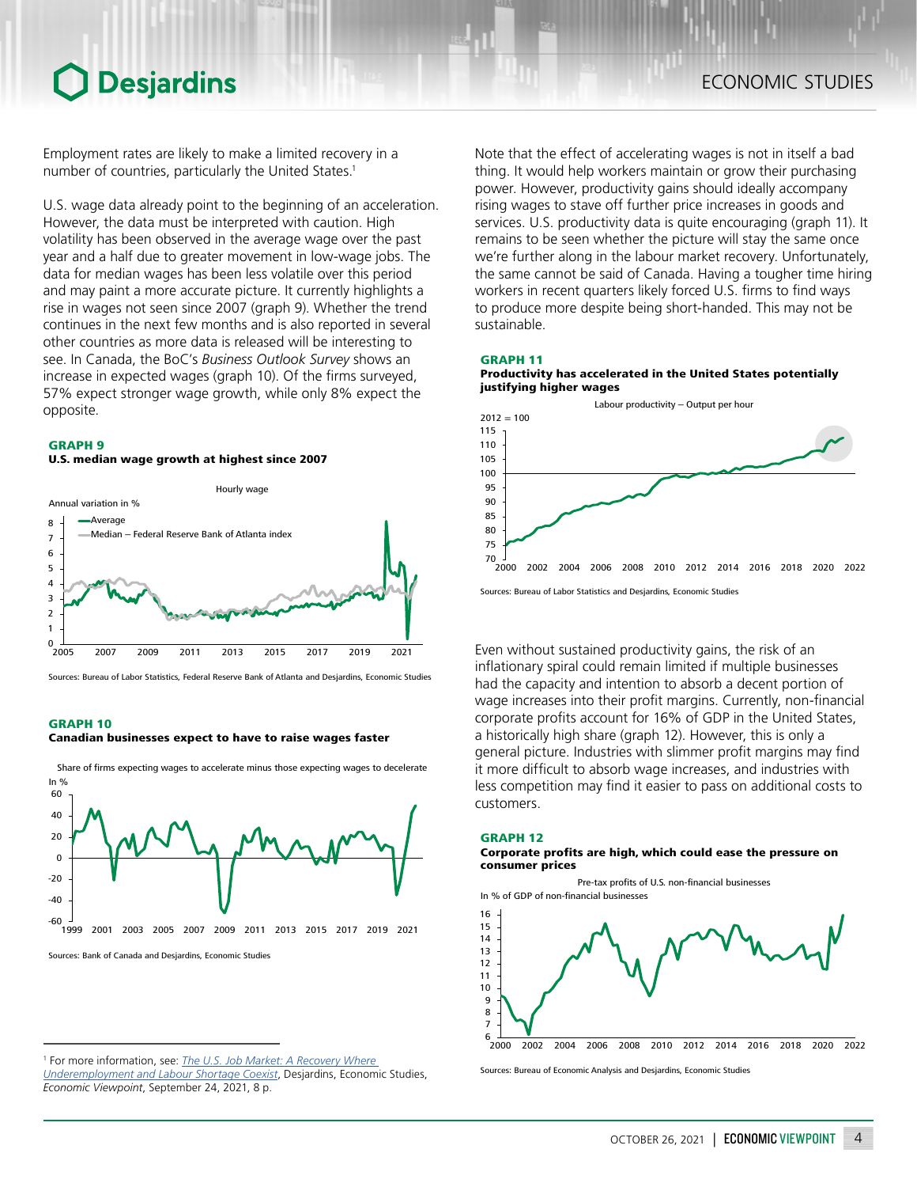Employment rates are likely to make a limited recovery in a number of countries, particularly the United States.[1]

U.S. wage data already point to the beginning of an acceleration. However, the data must be interpreted with caution. High volatility has been observed in the average wage over the past year and a half due to greater movement in low-wage jobs. The data for median wages has been less volatile over this period and may paint a more accurate picture. It currently highlights a rise in wages not seen since 2007 (graph 9). Whether the trend continues in the next few months and is also reported in several other countries as more data is released will be interesting to see. In Canada, the BoC's *Business Outlook Survey* shows an increase in expected wages (graph 10). Of the firms surveyed, 57% expect stronger wage growth, while only 8% expect the opposite.

**GRAPH 9**
**U.S. median wage growth at highest since 2007**

Hourly wage

Annual variation in %

- Average
- Median – Federal Reserve Bank of Atlanta index

Sources: Bureau of Labor Statistics, Federal Reserve Bank of Atlanta and Desjardins, Economic Studies

**GRAPH 10**
**Canadian businesses expect to have to raise wages faster**

Share of firms expecting wages to accelerate minus those expecting wages to decelerate

In %

Sources: Bank of Canada and Desjardins, Economic Studies

Note that the effect of accelerating wages is not in itself a bad thing. It would help workers maintain or grow their purchasing power. However, productivity gains should ideally accompany rising wages to stave off further price increases in goods and services. U.S. productivity data is quite encouraging (graph 11). It remains to be seen whether the picture will stay the same once we're further along in the labour market recovery. Unfortunately, the same cannot be said of Canada. Having a tougher time hiring workers in recent quarters likely forced U.S. firms to find ways to produce more despite being short-handed. This may not be sustainable.

**GRAPH 11**
**Productivity has accelerated in the United States potentially justifying higher wages**

Labour productivity – Output per hour

2012 = 100

Sources: Bureau of Labor Statistics and Desjardins, Economic Studies

Even without sustained productivity gains, the risk of an inflationary spiral could remain limited if multiple businesses had the capacity and intention to absorb a decent portion of wage increases into their profit margins. Currently, non-financial corporate profits account for 16% of GDP in the United States, a historically high share (graph 12). However, this is only a general picture. Industries with slimmer profit margins may find it more difficult to absorb wage increases, and industries with less competition may find it easier to pass on additional costs to customers.

**GRAPH 12**
**Corporate profits are high, which could ease the pressure on consumer prices**

Pre-tax profits of U.S. non-financial businesses

In % of GDP of non-financial businesses

Sources: Bureau of Economic Analysis and Desjardins, Economic Studies

---

[1] For more information, see: *The U.S. Job Market: A Recovery Where Underemployment and Labour Shortage Coexist*, Desjardins, Economic Studies, *Economic Viewpoint*, September 24, 2021, 8 p.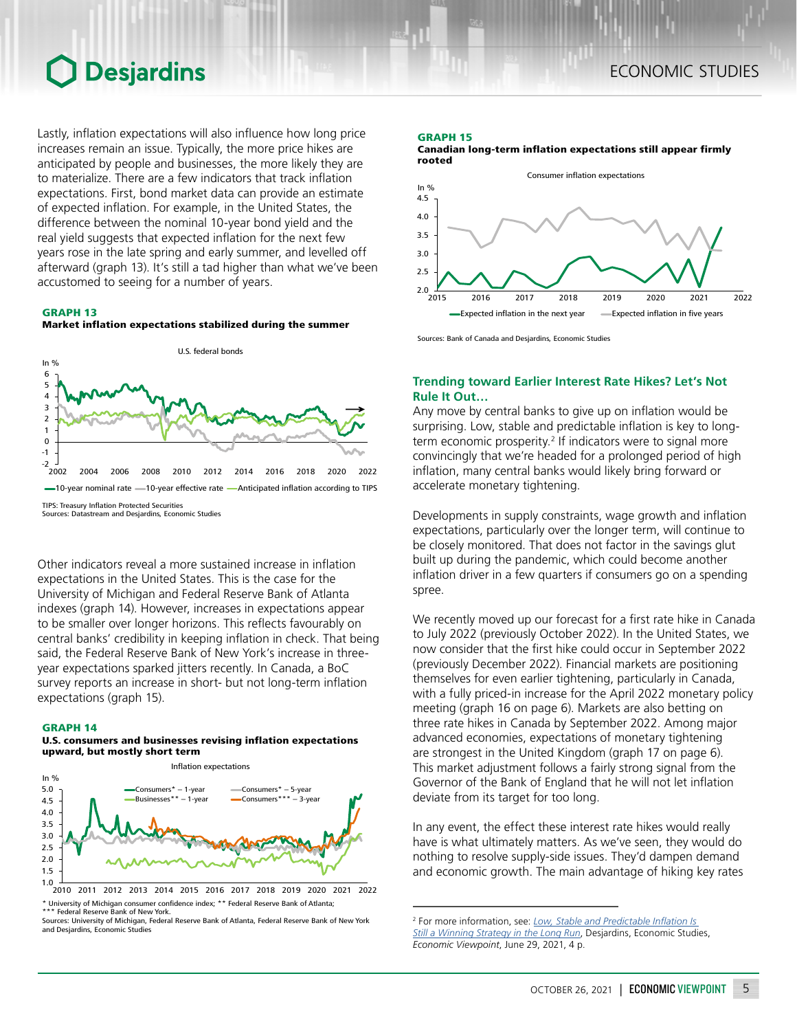Lastly, inflation expectations will also influence how long price increases remain an issue. Typically, the more price hikes are anticipated by people and businesses, the more likely they are to materialize. There are a few indicators that track inflation expectations. First, bond market data can provide an estimate of expected inflation. For example, in the United States, the difference between the nominal 10-year bond yield and the real yield suggests that expected inflation for the next few years rose in the late spring and early summer, and levelled off afterward (graph 13). It's still a tad higher than what we've been accustomed to seeing for a number of years.

**GRAPH 13**
**Market inflation expectations stabilized during the summer**

U.S. federal bonds

TIPS: Treasury Inflation Protected Securities
Sources: Datastream and Desjardins, Economic Studies

Other indicators reveal a more sustained increase in inflation expectations in the United States. This is the case for the University of Michigan and Federal Reserve Bank of Atlanta indexes (graph 14). However, increases in expectations appear to be smaller over longer horizons. This reflects favourably on central banks' credibility in keeping inflation in check. That being said, the Federal Reserve Bank of New York's increase in three-year expectations sparked jitters recently. In Canada, a BoC survey reports an increase in short- but not long-term inflation expectations (graph 15).

**GRAPH 14**
**U.S. consumers and businesses revising inflation expectations upward, but mostly short term**

Inflation expectations

* University of Michigan consumer confidence index; ** Federal Reserve Bank of Atlanta; *** Federal Reserve Bank of New York.
Sources: University of Michigan, Federal Reserve Bank of Atlanta, Federal Reserve Bank of New York and Desjardins, Economic Studies

**GRAPH 15**
**Canadian long-term inflation expectations still appear firmly rooted**

Consumer inflation expectations

Sources: Bank of Canada and Desjardins, Economic Studies

## Trending toward Earlier Interest Rate Hikes? Let's Not Rule It Out…

Any move by central banks to give up on inflation would be surprising. Low, stable and predictable inflation is key to long-term economic prosperity.[2] If indicators were to signal more convincingly that we're headed for a prolonged period of high inflation, many central banks would likely bring forward or accelerate monetary tightening.

Developments in supply constraints, wage growth and inflation expectations, particularly over the longer term, will continue to be closely monitored. That does not factor in the savings glut built up during the pandemic, which could become another inflation driver in a few quarters if consumers go on a spending spree.

We recently moved up our forecast for a first rate hike in Canada to July 2022 (previously October 2022). In the United States, we now consider that the first hike could occur in September 2022 (previously December 2022). Financial markets are positioning themselves for even earlier tightening, particularly in Canada, with a fully priced-in increase for the April 2022 monetary policy meeting (graph 16 on page 6). Markets are also betting on three rate hikes in Canada by September 2022. Among major advanced economies, expectations of monetary tightening are strongest in the United Kingdom (graph 17 on page 6). This market adjustment follows a fairly strong signal from the Governor of the Bank of England that he will not let inflation deviate from its target for too long.

In any event, the effect these interest rate hikes would really have is what ultimately matters. As we've seen, they would do nothing to resolve supply-side issues. They'd dampen demand and economic growth. The main advantage of hiking key rates

[2] For more information, see: *Low, Stable and Predictable Inflation Is Still a Winning Strategy in the Long Run*, Desjardins, Economic Studies, *Economic Viewpoint*, June 29, 2021, 4 p.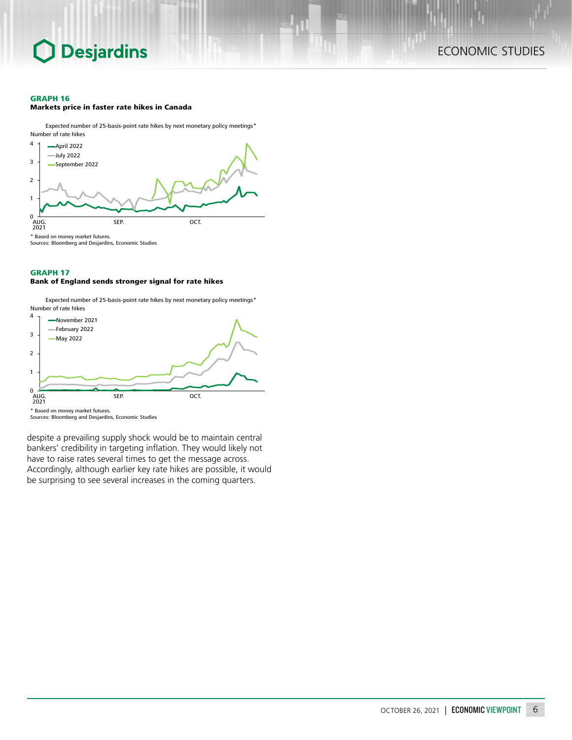**GRAPH 16**
**Markets price in faster rate hikes in Canada**

Expected number of 25-basis-point rate hikes by next monetary policy meetings*
Number of rate hikes

April 2022
July 2022
September 2022

4
3
2
1
0
AUG. 2021
SEP.
OCT.

* Based on money market futures.
Sources: Bloomberg and Desjardins, Economic Studies

**GRAPH 17**
**Bank of England sends stronger signal for rate hikes**

Expected number of 25-basis-point rate hikes by next monetary policy meetings*
Number of rate hikes

November 2021
February 2022
May 2022

4
3
2
1
0
AUG. 2021
SEP.
OCT.

* Based on money market futures.
Sources: Bloomberg and Desjardins, Economic Studies

despite a prevailing supply shock would be to maintain central bankers' credibility in targeting inflation. They would likely not have to raise rates several times to get the message across. Accordingly, although earlier key rate hikes are possible, it would be surprising to see several increases in the coming quarters.